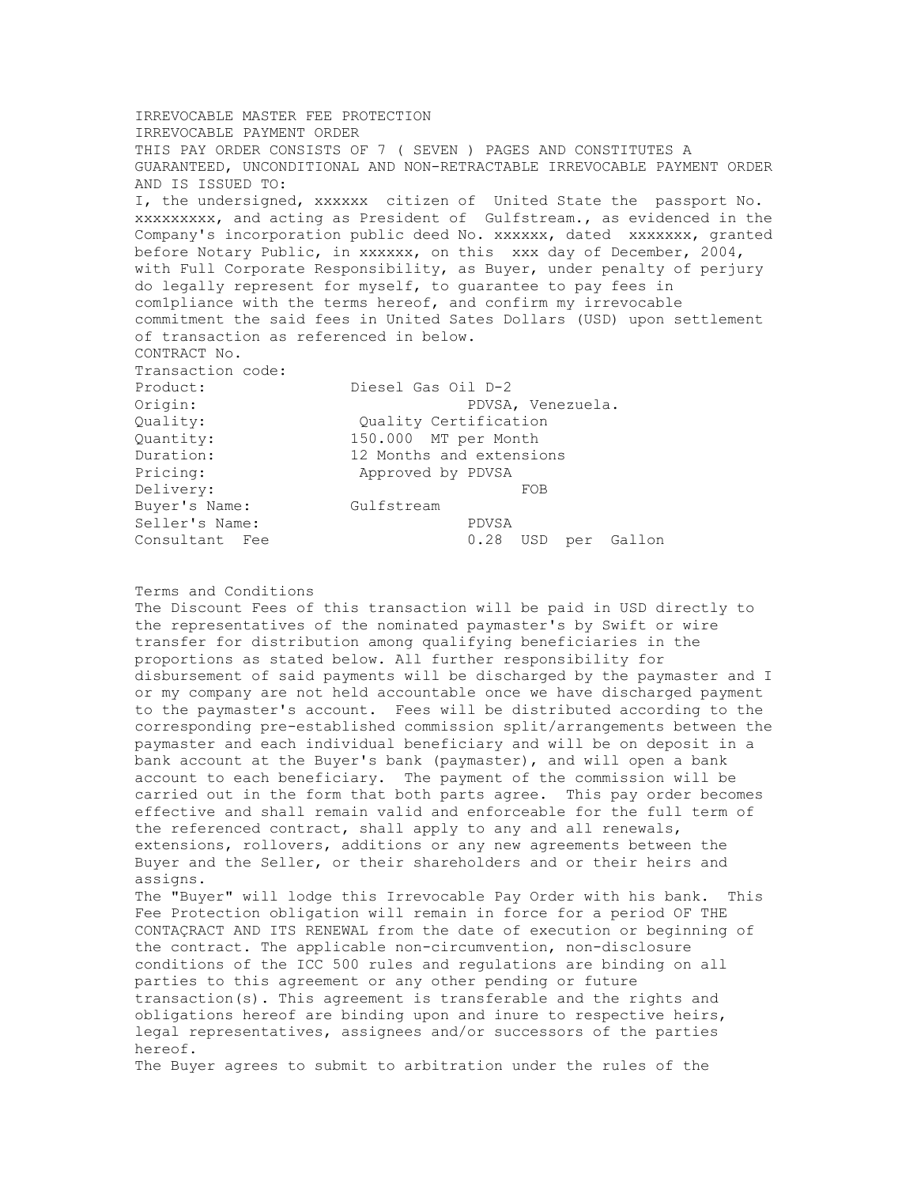IRREVOCABLE MASTER FEE PROTECTION
IRREVOCABLE PAYMENT ORDER

THIS PAY ORDER CONSISTS OF 7 ( SEVEN ) PAGES AND CONSTITUTES A GUARANTEED, UNCONDITIONAL AND NON-RETRACTABLE IRREVOCABLE PAYMENT ORDER AND IS ISSUED TO:

I, the undersigned, xxxxxx citizen of United State the passport No. xxxxxxxxx, and acting as President of Gulfstream., as evidenced in the Company's incorporation public deed No. xxxxxx, dated xxxxxxx, granted before Notary Public, in xxxxxx, on this xxx day of December, 2004, with Full Corporate Responsibility, as Buyer, under penalty of perjury do legally represent for myself, to guarantee to pay fees in com1pliance with the terms hereof, and confirm my irrevocable commitment the said fees in United Sates Dollars (USD) upon settlement of transaction as referenced in below.

CONTRACT No.
Transaction code:

| | |
|---|---|
| Product: | Diesel Gas Oil D-2 |
| Origin: | PDVSA, Venezuela. |
| Quality: | Quality Certification |
| Quantity: | 150.000 MT per Month |
| Duration: | 12 Months and extensions |
| Pricing: | Approved by PDVSA |
| Delivery: | FOB |
| Buyer's Name: | Gulfstream |
| Seller's Name: | PDVSA |
| Consultant Fee | 0.28 USD per Gallon |

Terms and Conditions

The Discount Fees of this transaction will be paid in USD directly to the representatives of the nominated paymaster's by Swift or wire transfer for distribution among qualifying beneficiaries in the proportions as stated below. All further responsibility for disbursement of said payments will be discharged by the paymaster and I or my company are not held accountable once we have discharged payment to the paymaster's account. Fees will be distributed according to the corresponding pre-established commission split/arrangements between the paymaster and each individual beneficiary and will be on deposit in a bank account at the Buyer's bank (paymaster), and will open a bank account to each beneficiary. The payment of the commission will be carried out in the form that both parts agree. This pay order becomes effective and shall remain valid and enforceable for the full term of the referenced contract, shall apply to any and all renewals, extensions, rollovers, additions or any new agreements between the Buyer and the Seller, or their shareholders and or their heirs and assigns.

The "Buyer" will lodge this Irrevocable Pay Order with his bank. This Fee Protection obligation will remain in force for a period OF THE CONTAÇRACT AND ITS RENEWAL from the date of execution or beginning of the contract. The applicable non-circumvention, non-disclosure conditions of the ICC 500 rules and regulations are binding on all parties to this agreement or any other pending or future transaction(s). This agreement is transferable and the rights and obligations hereof are binding upon and inure to respective heirs, legal representatives, assignees and/or successors of the parties hereof.

The Buyer agrees to submit to arbitration under the rules of the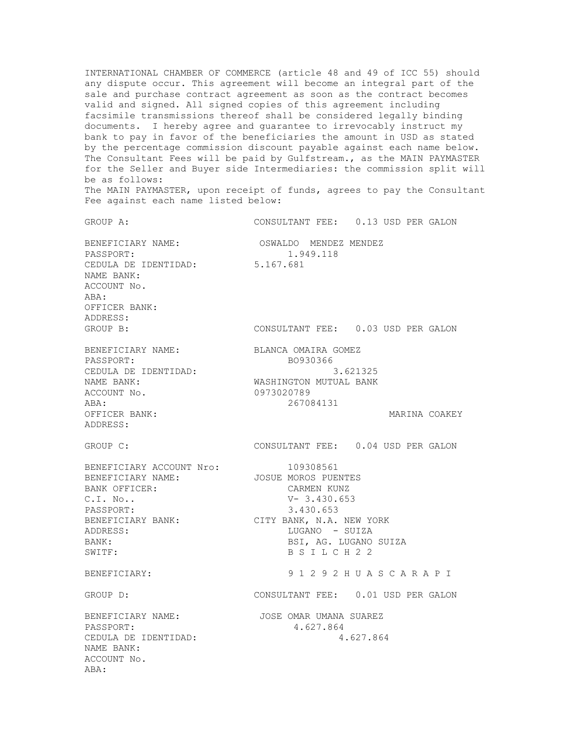INTERNATIONAL CHAMBER OF COMMERCE (article 48 and 49 of ICC 55) should any dispute occur. This agreement will become an integral part of the sale and purchase contract agreement as soon as the contract becomes valid and signed. All signed copies of this agreement including facsimile transmissions thereof shall be considered legally binding documents. I hereby agree and guarantee to irrevocably instruct my bank to pay in favor of the beneficiaries the amount in USD as stated by the percentage commission discount payable against each name below. The Consultant Fees will be paid by Gulfstream., as the MAIN PAYMASTER for the Seller and Buyer side Intermediaries: the commission split will be as follows:

The MAIN PAYMASTER, upon receipt of funds, agrees to pay the Consultant Fee against each name listed below:

GROUP A: CONSULTANT FEE: 0.13 USD PER GALON

BENEFICIARY NAME: OSWALDO MENDEZ MENDEZ
PASSPORT: 1.949.118
CEDULA DE IDENTIDAD: 5.167.681
NAME BANK:
ACCOUNT No.
ABA:
OFFICER BANK:
ADDRESS:

GROUP B: CONSULTANT FEE: 0.03 USD PER GALON

BENEFICIARY NAME: BLANCA OMAIRA GOMEZ
PASSPORT: BO930366
CEDULA DE IDENTIDAD: 3.621325
NAME BANK: WASHINGTON MUTUAL BANK
ACCOUNT No. 0973020789
ABA: 267084131
OFFICER BANK: MARINA COAKEY
ADDRESS:

GROUP C: CONSULTANT FEE: 0.04 USD PER GALON

BENEFICIARY ACCOUNT Nro: 109308561
BENEFICIARY NAME: JOSUE MOROS PUENTES
BANK OFFICER: CARMEN KUNZ
C.I. No.. V- 3.430.653
PASSPORT: 3.430.653
BENEFICIARY BANK: CITY BANK, N.A. NEW YORK
ADDRESS: LUGANO - SUIZA
BANK: BSI, AG. LUGANO SUIZA
SWITF: B S I L C H 2 2

BENEFICIARY: 9 1 2 9 2 H U A S C A R A P I

GROUP D: CONSULTANT FEE: 0.01 USD PER GALON

BENEFICIARY NAME: JOSE OMAR UMANA SUAREZ
PASSPORT: 4.627.864
CEDULA DE IDENTIDAD: 4.627.864
NAME BANK:
ACCOUNT No.
ABA: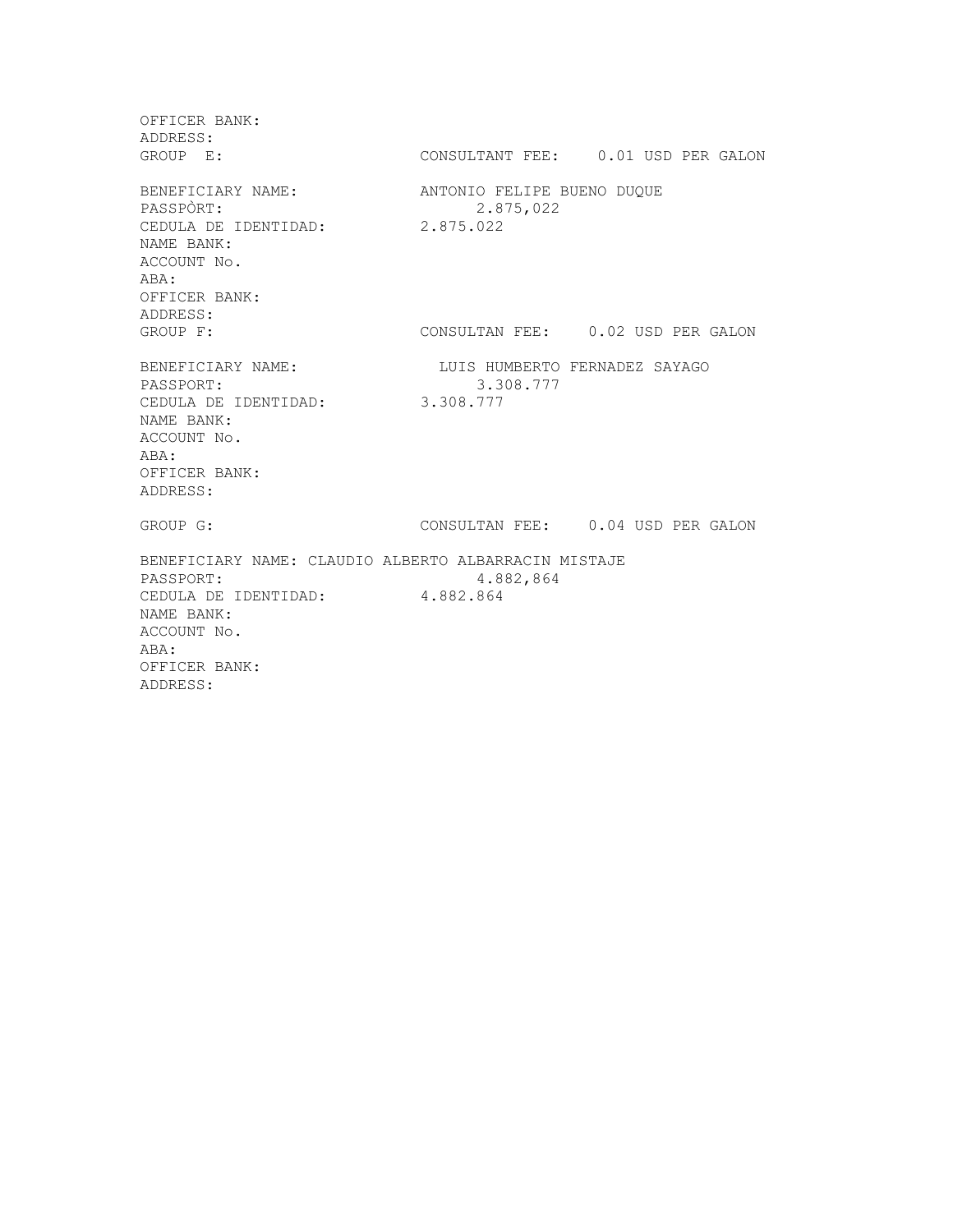OFFICER BANK:
ADDRESS:
GROUP E: CONSULTANT FEE: 0.01 USD PER GALON

BENEFICIARY NAME: ANTONIO FELIPE BUENO DUQUE
PASSPÒRT: 2.875,022
CEDULA DE IDENTIDAD: 2.875.022
NAME BANK:
ACCOUNT No.
ABA:
OFFICER BANK:
ADDRESS:
GROUP F: CONSULTAN FEE: 0.02 USD PER GALON

BENEFICIARY NAME: LUIS HUMBERTO FERNADEZ SAYAGO
PASSPORT: 3.308.777
CEDULA DE IDENTIDAD: 3.308.777
NAME BANK:
ACCOUNT No.
ABA:
OFFICER BANK:
ADDRESS:

GROUP G: CONSULTAN FEE: 0.04 USD PER GALON

BENEFICIARY NAME: CLAUDIO ALBERTO ALBARRACIN MISTAJE
PASSPORT: 4.882,864
CEDULA DE IDENTIDAD: 4.882.864
NAME BANK:
ACCOUNT No.
ABA:
OFFICER BANK:
ADDRESS: